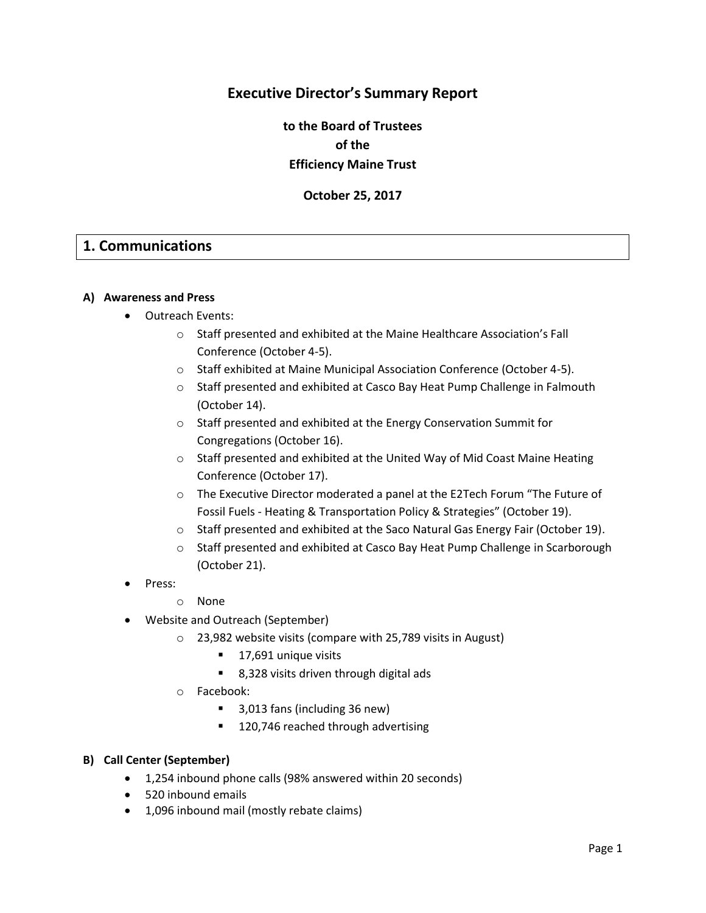# Executive Director's Summary Report

**to the Board of Trustees**
**of the**
**Efficiency Maine Trust**

**October 25, 2017**

## 1. Communications

### A) Awareness and Press

- Outreach Events:
    - Staff presented and exhibited at the Maine Healthcare Association's Fall Conference (October 4-5).
    - Staff exhibited at Maine Municipal Association Conference (October 4-5).
    - Staff presented and exhibited at Casco Bay Heat Pump Challenge in Falmouth (October 14).
    - Staff presented and exhibited at the Energy Conservation Summit for Congregations (October 16).
    - Staff presented and exhibited at the United Way of Mid Coast Maine Heating Conference (October 17).
    - The Executive Director moderated a panel at the E2Tech Forum "The Future of Fossil Fuels - Heating & Transportation Policy & Strategies" (October 19).
    - Staff presented and exhibited at the Saco Natural Gas Energy Fair (October 19).
    - Staff presented and exhibited at Casco Bay Heat Pump Challenge in Scarborough (October 21).
- Press:
    - None
- Website and Outreach (September)
    - 23,982 website visits (compare with 25,789 visits in August)
        - 17,691 unique visits
        - 8,328 visits driven through digital ads
    - Facebook:
        - 3,013 fans (including 36 new)
        - 120,746 reached through advertising

### B) Call Center (September)

- 1,254 inbound phone calls (98% answered within 20 seconds)
- 520 inbound emails
- 1,096 inbound mail (mostly rebate claims)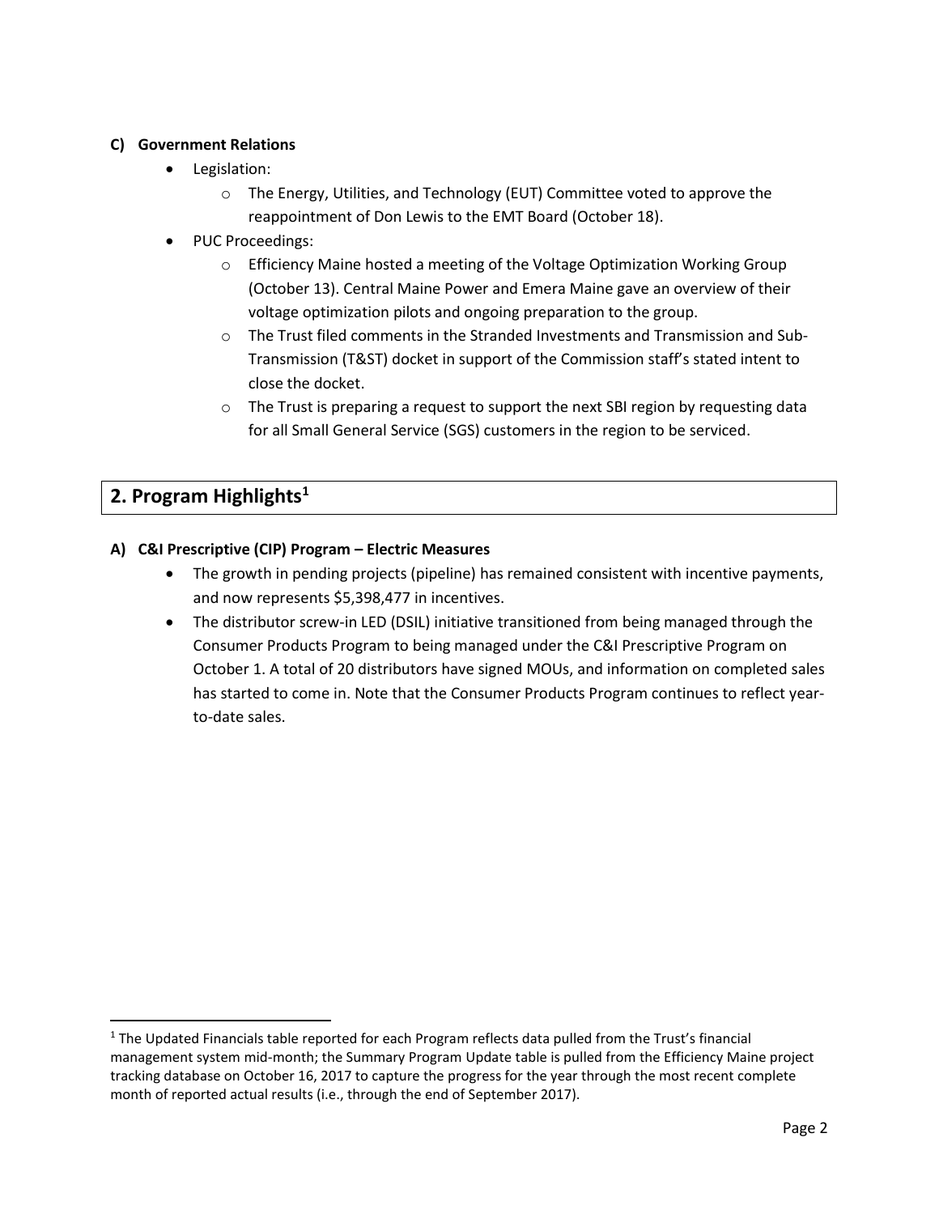### C) Government Relations

- Legislation:
  - The Energy, Utilities, and Technology (EUT) Committee voted to approve the reappointment of Don Lewis to the EMT Board (October 18).
- PUC Proceedings:
  - Efficiency Maine hosted a meeting of the Voltage Optimization Working Group (October 13). Central Maine Power and Emera Maine gave an overview of their voltage optimization pilots and ongoing preparation to the group.
  - The Trust filed comments in the Stranded Investments and Transmission and Sub-Transmission (T&ST) docket in support of the Commission staff's stated intent to close the docket.
  - The Trust is preparing a request to support the next SBI region by requesting data for all Small General Service (SGS) customers in the region to be serviced.

## 2. Program Highlights[1]

### A) C&I Prescriptive (CIP) Program – Electric Measures

- The growth in pending projects (pipeline) has remained consistent with incentive payments, and now represents $5,398,477 in incentives.
- The distributor screw-in LED (DSIL) initiative transitioned from being managed through the Consumer Products Program to being managed under the C&I Prescriptive Program on October 1. A total of 20 distributors have signed MOUs, and information on completed sales has started to come in. Note that the Consumer Products Program continues to reflect year-to-date sales.

---

[1] The Updated Financials table reported for each Program reflects data pulled from the Trust's financial management system mid-month; the Summary Program Update table is pulled from the Efficiency Maine project tracking database on October 16, 2017 to capture the progress for the year through the most recent complete month of reported actual results (i.e., through the end of September 2017).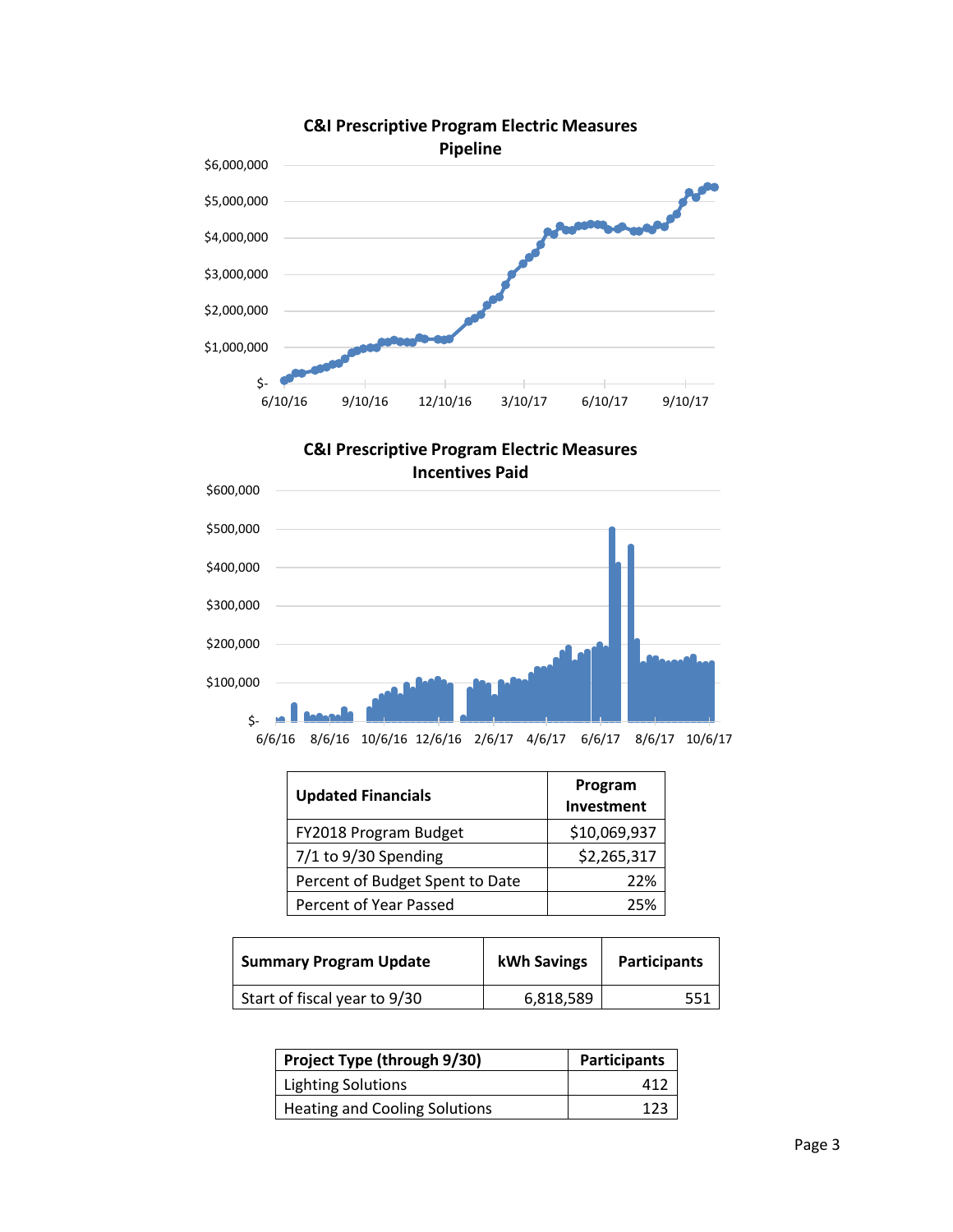**C&I Prescriptive Program Electric Measures Pipeline**

**C&I Prescriptive Program Electric Measures Incentives Paid**

| Updated Financials | Program Investment |
|---|---|
| FY2018 Program Budget | $10,069,937 |
| 7/1 to 9/30 Spending | $2,265,317 |
| Percent of Budget Spent to Date | 22% |
| Percent of Year Passed | 25% |

| Summary Program Update | kWh Savings | Participants |
|---|---|---|
| Start of fiscal year to 9/30 | 6,818,589 | 551 |

| Project Type (through 9/30) | Participants |
|---|---|
| Lighting Solutions | 412 |
| Heating and Cooling Solutions | 123 |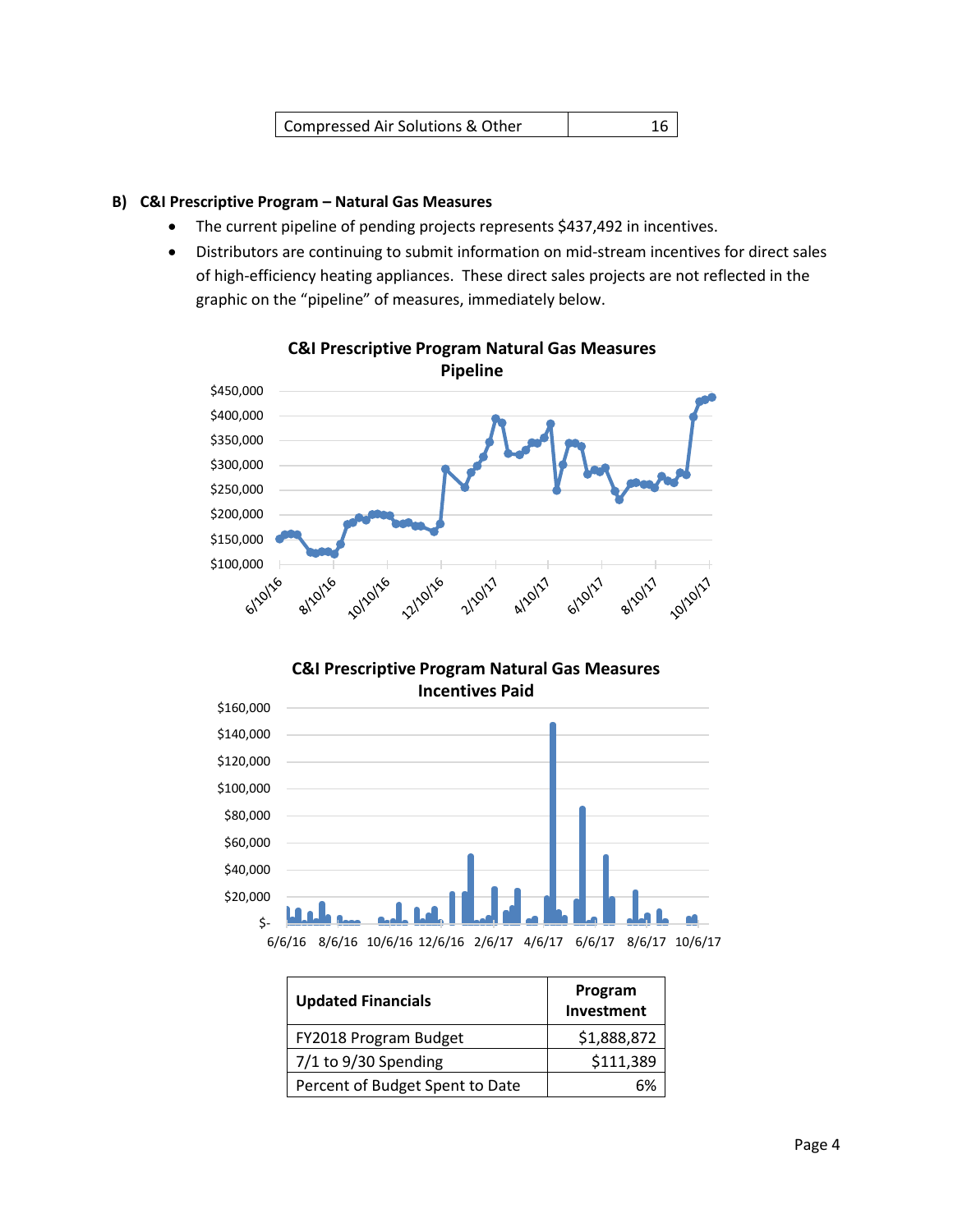| Compressed Air Solutions & Other | 16 |
|---|---|

### B) C&I Prescriptive Program – Natural Gas Measures

- The current pipeline of pending projects represents $437,492 in incentives.
- Distributors are continuing to submit information on mid-stream incentives for direct sales of high-efficiency heating appliances. These direct sales projects are not reflected in the graphic on the "pipeline" of measures, immediately below.

**C&I Prescriptive Program Natural Gas Measures Pipeline**

**C&I Prescriptive Program Natural Gas Measures Incentives Paid**

| Updated Financials | Program Investment |
|---|---|
| FY2018 Program Budget | $1,888,872 |
| 7/1 to 9/30 Spending | $111,389 |
| Percent of Budget Spent to Date | 6% |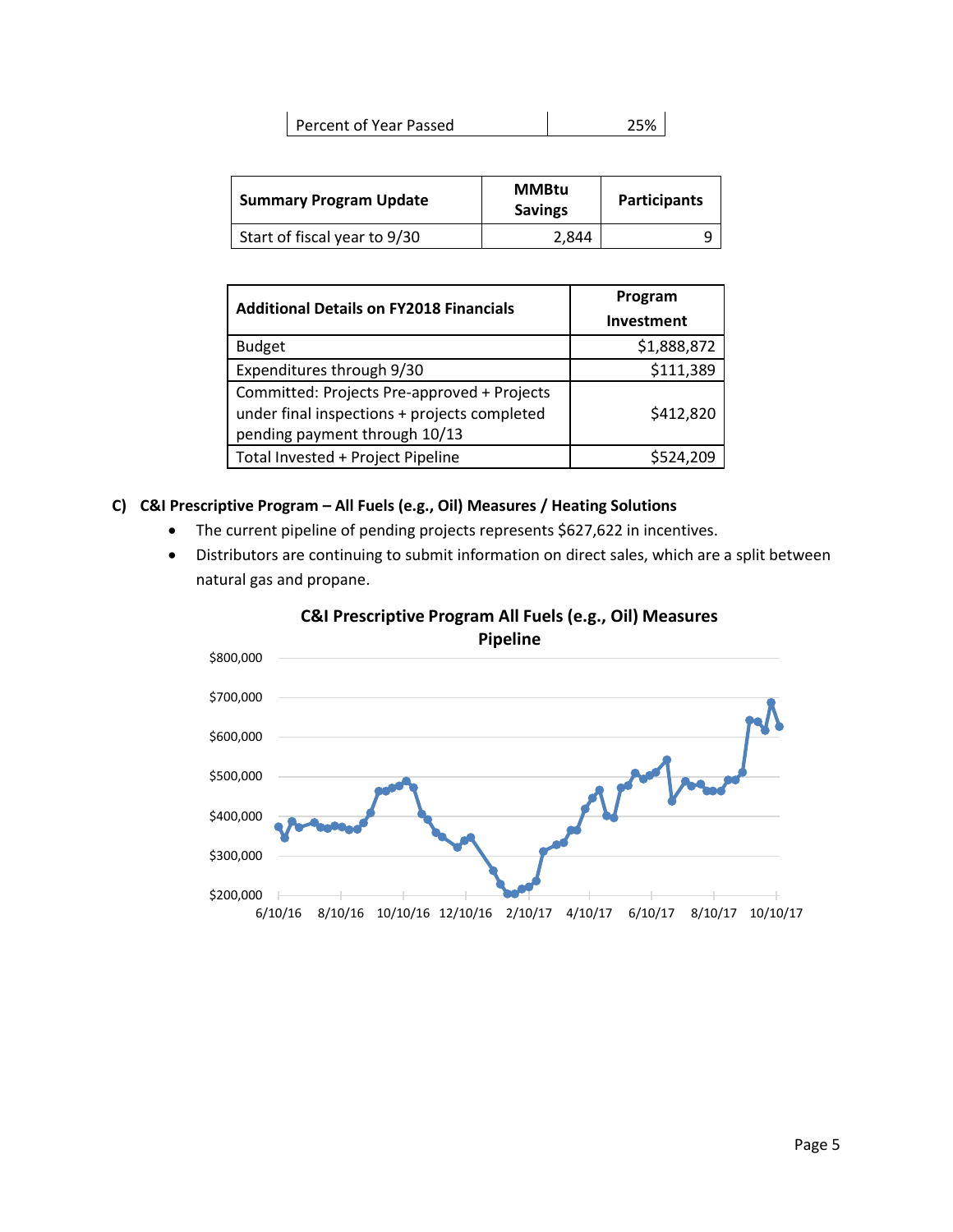| Percent of Year Passed | 25% |
|---|---|

| Summary Program Update | MMBtu Savings | Participants |
|---|---|---|
| Start of fiscal year to 9/30 | 2,844 | 9 |

| Additional Details on FY2018 Financials | Program Investment |
|---|---|
| Budget | $1,888,872 |
| Expenditures through 9/30 | $111,389 |
| Committed: Projects Pre-approved + Projects under final inspections + projects completed pending payment through 10/13 | $412,820 |
| Total Invested + Project Pipeline | $524,209 |

**C) C&I Prescriptive Program – All Fuels (e.g., Oil) Measures / Heating Solutions**

- The current pipeline of pending projects represents $627,622 in incentives.
- Distributors are continuing to submit information on direct sales, which are a split between natural gas and propane.

**C&I Prescriptive Program All Fuels (e.g., Oil) Measures Pipeline**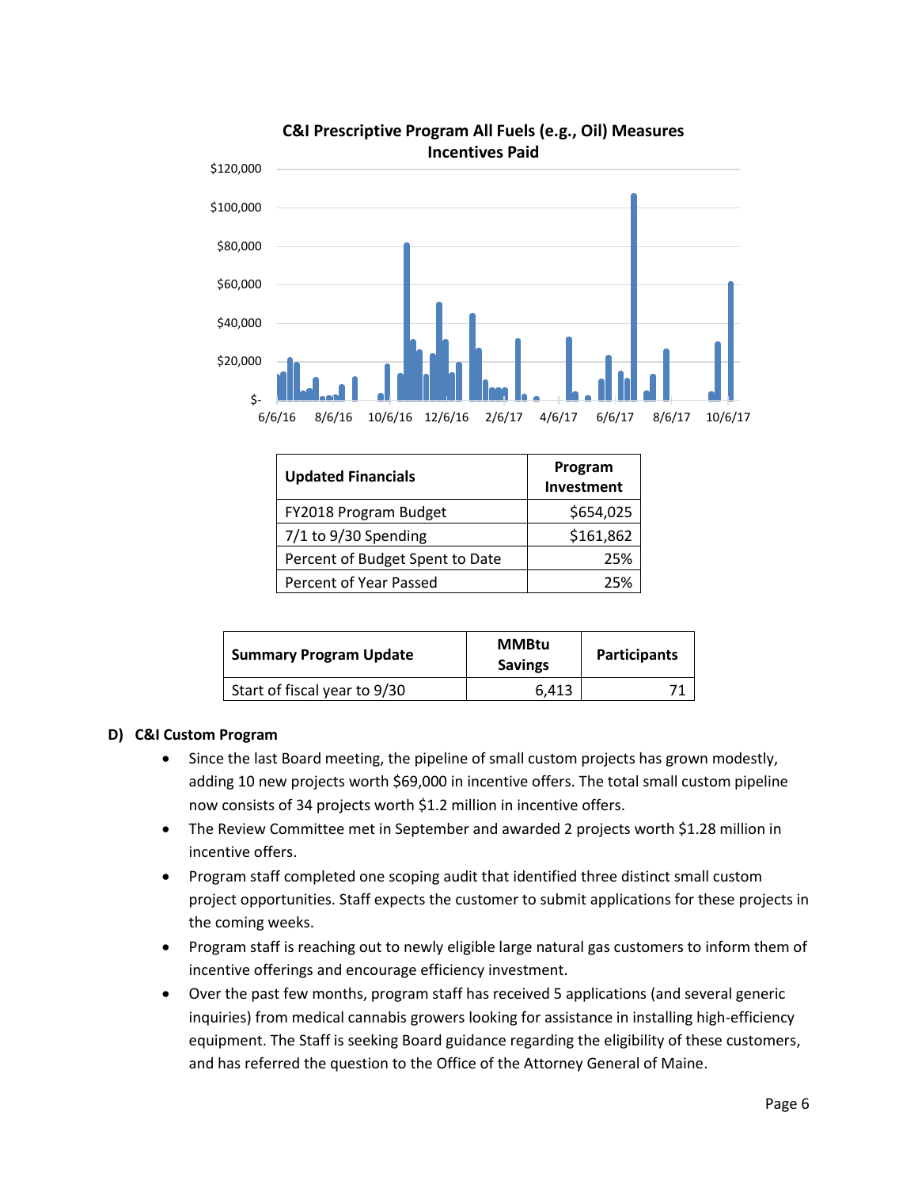**C&I Prescriptive Program All Fuels (e.g., Oil) Measures Incentives Paid**

| Updated Financials | Program Investment |
|---|---|
| FY2018 Program Budget | $654,025 |
| 7/1 to 9/30 Spending | $161,862 |
| Percent of Budget Spent to Date | 25% |
| Percent of Year Passed | 25% |

| Summary Program Update | MMBtu Savings | Participants |
|---|---|---|
| Start of fiscal year to 9/30 | 6,413 | 71 |

### D) C&I Custom Program

- Since the last Board meeting, the pipeline of small custom projects has grown modestly, adding 10 new projects worth $69,000 in incentive offers. The total small custom pipeline now consists of 34 projects worth $1.2 million in incentive offers.
- The Review Committee met in September and awarded 2 projects worth $1.28 million in incentive offers.
- Program staff completed one scoping audit that identified three distinct small custom project opportunities. Staff expects the customer to submit applications for these projects in the coming weeks.
- Program staff is reaching out to newly eligible large natural gas customers to inform them of incentive offerings and encourage efficiency investment.
- Over the past few months, program staff has received 5 applications (and several generic inquiries) from medical cannabis growers looking for assistance in installing high-efficiency equipment. The Staff is seeking Board guidance regarding the eligibility of these customers, and has referred the question to the Office of the Attorney General of Maine.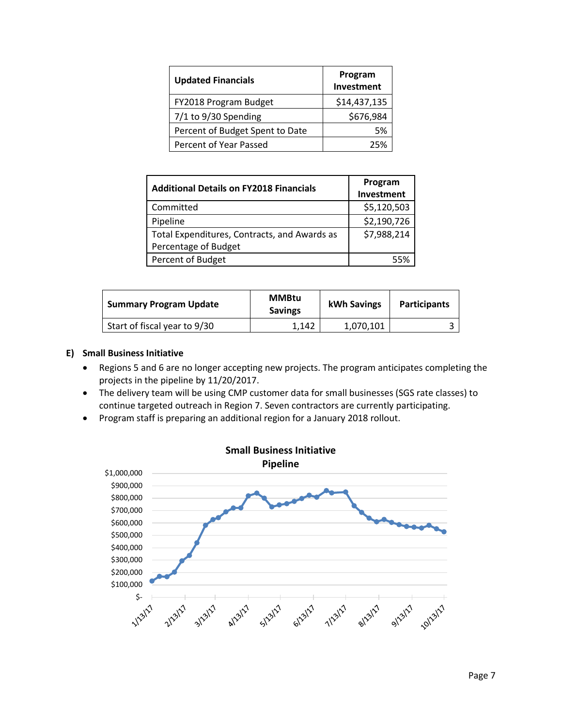| Updated Financials | Program Investment |
| --- | --- |
| FY2018 Program Budget | $14,437,135 |
| 7/1 to 9/30 Spending | $676,984 |
| Percent of Budget Spent to Date | 5% |
| Percent of Year Passed | 25% |

| Additional Details on FY2018 Financials | Program Investment |
| --- | --- |
| Committed | $5,120,503 |
| Pipeline | $2,190,726 |
| Total Expenditures, Contracts, and Awards as Percentage of Budget | $7,988,214 |
| Percent of Budget | 55% |

| Summary Program Update | MMBtu Savings | kWh Savings | Participants |
| --- | --- | --- | --- |
| Start of fiscal year to 9/30 | 1,142 | 1,070,101 | 3 |

### E) Small Business Initiative

- Regions 5 and 6 are no longer accepting new projects. The program anticipates completing the projects in the pipeline by 11/20/2017.
- The delivery team will be using CMP customer data for small businesses (SGS rate classes) to continue targeted outreach in Region 7. Seven contractors are currently participating.
- Program staff is preparing an additional region for a January 2018 rollout.

**Small Business Initiative Pipeline**

(Chart: y-axis $- to $1,000,000; x-axis 1/13/17, 2/13/17, 3/13/17, 4/13/17, 5/13/17, 6/13/17, 7/13/17, 8/13/17, 9/13/17, 10/13/17)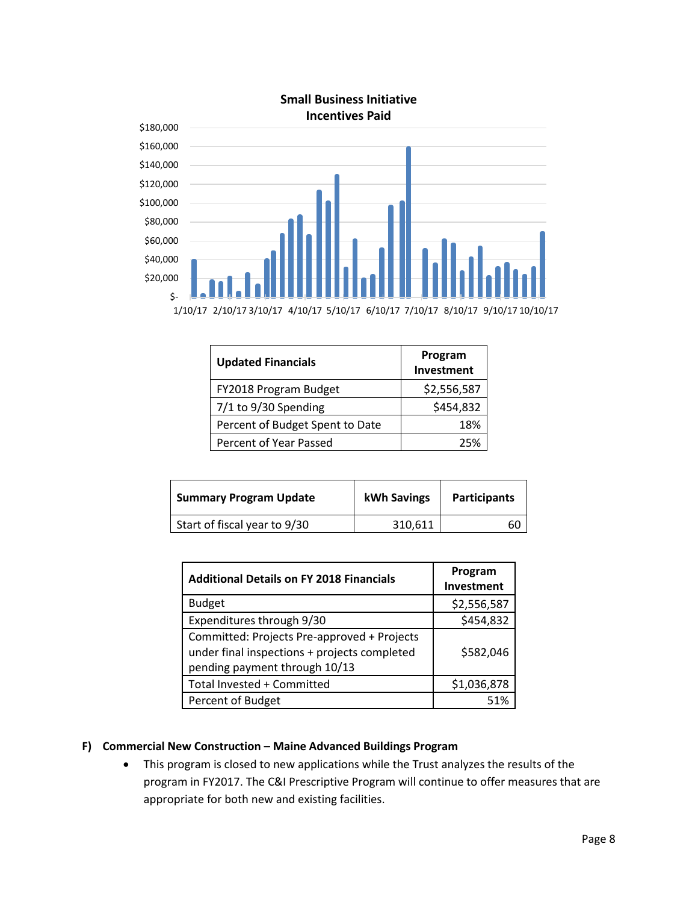**Small Business Initiative**
**Incentives Paid**

| Updated Financials | Program Investment |
|---|---|
| FY2018 Program Budget | $2,556,587 |
| 7/1 to 9/30 Spending | $454,832 |
| Percent of Budget Spent to Date | 18% |
| Percent of Year Passed | 25% |

| Summary Program Update | kWh Savings | Participants |
|---|---|---|
| Start of fiscal year to 9/30 | 310,611 | 60 |

| Additional Details on FY 2018 Financials | Program Investment |
|---|---|
| Budget | $2,556,587 |
| Expenditures through 9/30 | $454,832 |
| Committed: Projects Pre-approved + Projects under final inspections + projects completed pending payment through 10/13 | $582,046 |
| Total Invested + Committed | $1,036,878 |
| Percent of Budget | 51% |

## F) Commercial New Construction – Maine Advanced Buildings Program

- This program is closed to new applications while the Trust analyzes the results of the program in FY2017. The C&I Prescriptive Program will continue to offer measures that are appropriate for both new and existing facilities.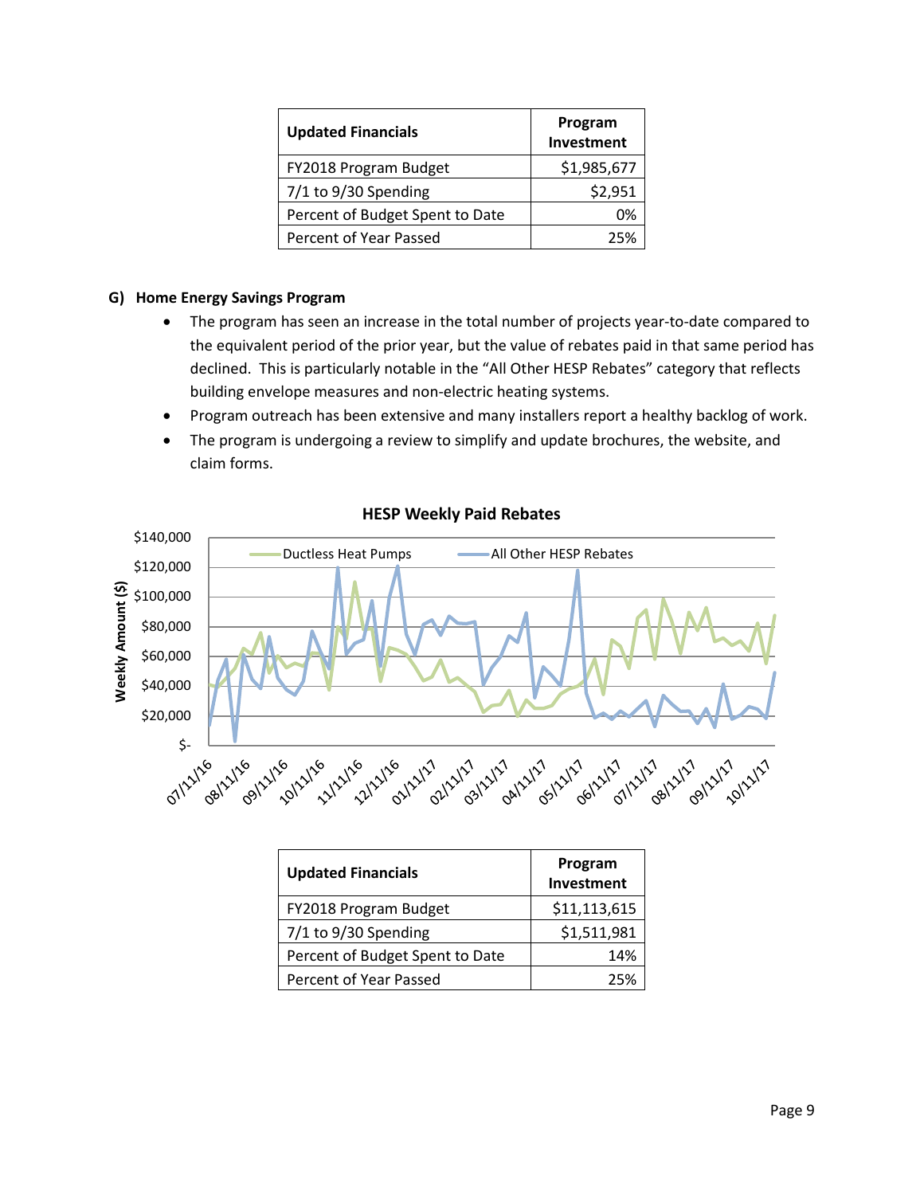| Updated Financials | Program Investment |
| --- | --- |
| FY2018 Program Budget | $1,985,677 |
| 7/1 to 9/30 Spending | $2,951 |
| Percent of Budget Spent to Date | 0% |
| Percent of Year Passed | 25% |

## G) Home Energy Savings Program

- The program has seen an increase in the total number of projects year-to-date compared to the equivalent period of the prior year, but the value of rebates paid in that same period has declined. This is particularly notable in the "All Other HESP Rebates" category that reflects building envelope measures and non-electric heating systems.
- Program outreach has been extensive and many installers report a healthy backlog of work.
- The program is undergoing a review to simplify and update brochures, the website, and claim forms.

**HESP Weekly Paid Rebates**

| Updated Financials | Program Investment |
| --- | --- |
| FY2018 Program Budget | $11,113,615 |
| 7/1 to 9/30 Spending | $1,511,981 |
| Percent of Budget Spent to Date | 14% |
| Percent of Year Passed | 25% |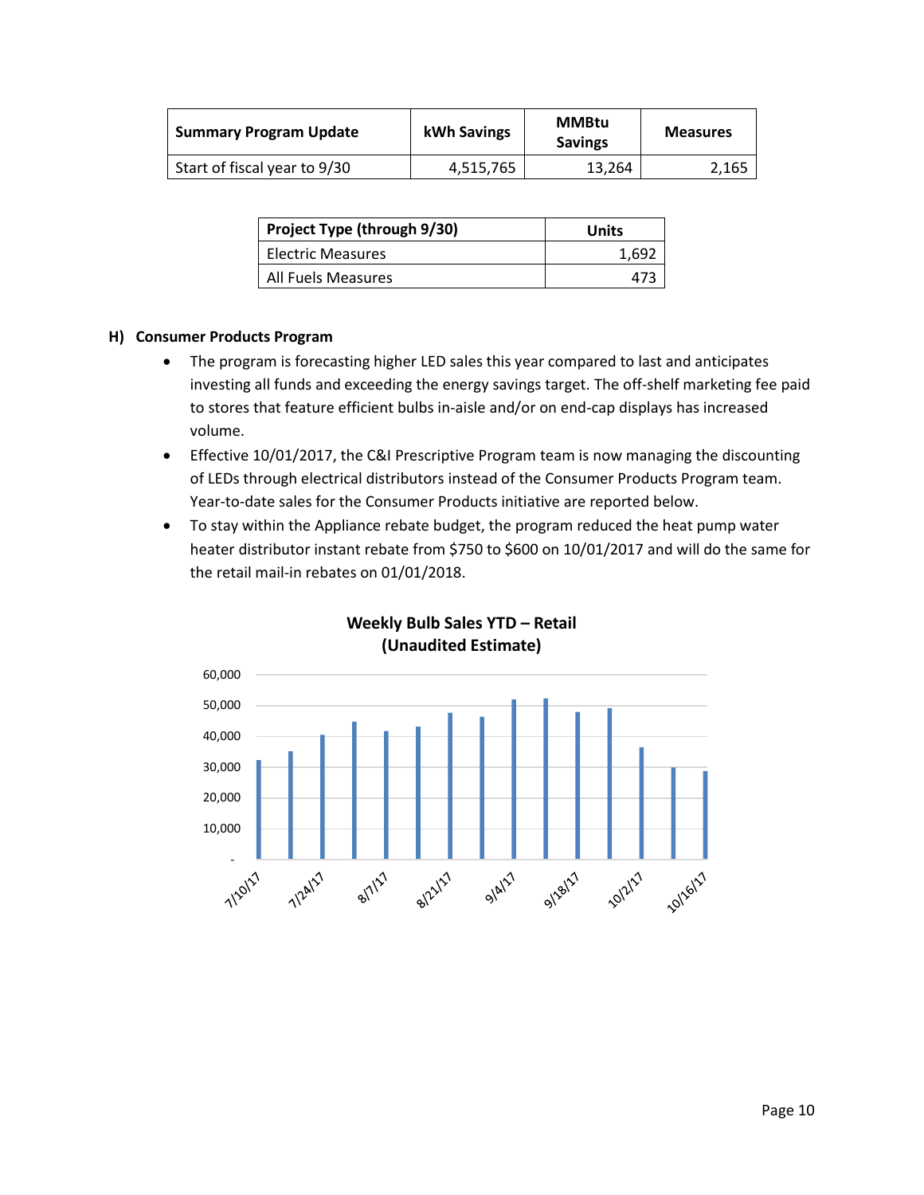| Summary Program Update | kWh Savings | MMBtu Savings | Measures |
|---|---|---|---|
| Start of fiscal year to 9/30 | 4,515,765 | 13,264 | 2,165 |

| Project Type (through 9/30) | Units |
|---|---|
| Electric Measures | 1,692 |
| All Fuels Measures | 473 |

#### H) Consumer Products Program

- The program is forecasting higher LED sales this year compared to last and anticipates investing all funds and exceeding the energy savings target. The off-shelf marketing fee paid to stores that feature efficient bulbs in-aisle and/or on end-cap displays has increased volume.
- Effective 10/01/2017, the C&I Prescriptive Program team is now managing the discounting of LEDs through electrical distributors instead of the Consumer Products Program team. Year-to-date sales for the Consumer Products initiative are reported below.
- To stay within the Appliance rebate budget, the program reduced the heat pump water heater distributor instant rebate from $750 to $600 on 10/01/2017 and will do the same for the retail mail-in rebates on 01/01/2018.

**Weekly Bulb Sales YTD – Retail (Unaudited Estimate)**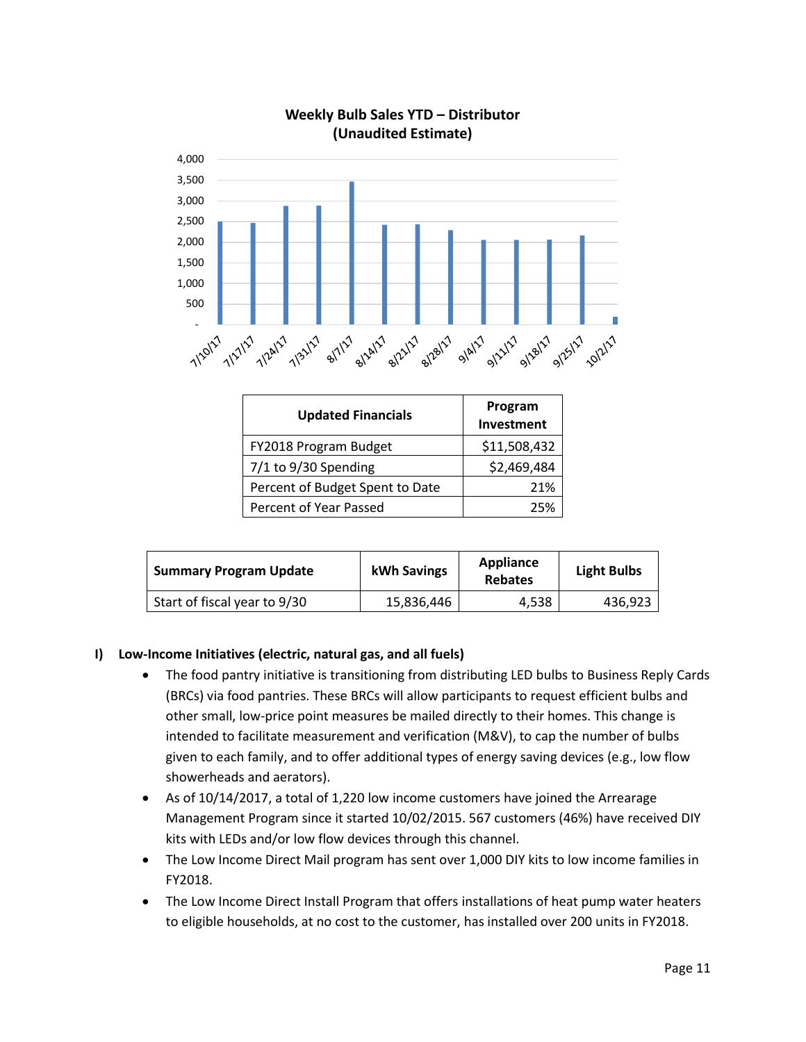**Weekly Bulb Sales YTD – Distributor (Unaudited Estimate)**

| Updated Financials | Program Investment |
|---|---|
| FY2018 Program Budget | $11,508,432 |
| 7/1 to 9/30 Spending | $2,469,484 |
| Percent of Budget Spent to Date | 21% |
| Percent of Year Passed | 25% |

| Summary Program Update | kWh Savings | Appliance Rebates | Light Bulbs |
|---|---|---|---|
| Start of fiscal year to 9/30 | 15,836,446 | 4,538 | 436,923 |

**I) Low-Income Initiatives (electric, natural gas, and all fuels)**

- The food pantry initiative is transitioning from distributing LED bulbs to Business Reply Cards (BRCs) via food pantries. These BRCs will allow participants to request efficient bulbs and other small, low-price point measures be mailed directly to their homes. This change is intended to facilitate measurement and verification (M&V), to cap the number of bulbs given to each family, and to offer additional types of energy saving devices (e.g., low flow showerheads and aerators).
- As of 10/14/2017, a total of 1,220 low income customers have joined the Arrearage Management Program since it started 10/02/2015. 567 customers (46%) have received DIY kits with LEDs and/or low flow devices through this channel.
- The Low Income Direct Mail program has sent over 1,000 DIY kits to low income families in FY2018.
- The Low Income Direct Install Program that offers installations of heat pump water heaters to eligible households, at no cost to the customer, has installed over 200 units in FY2018.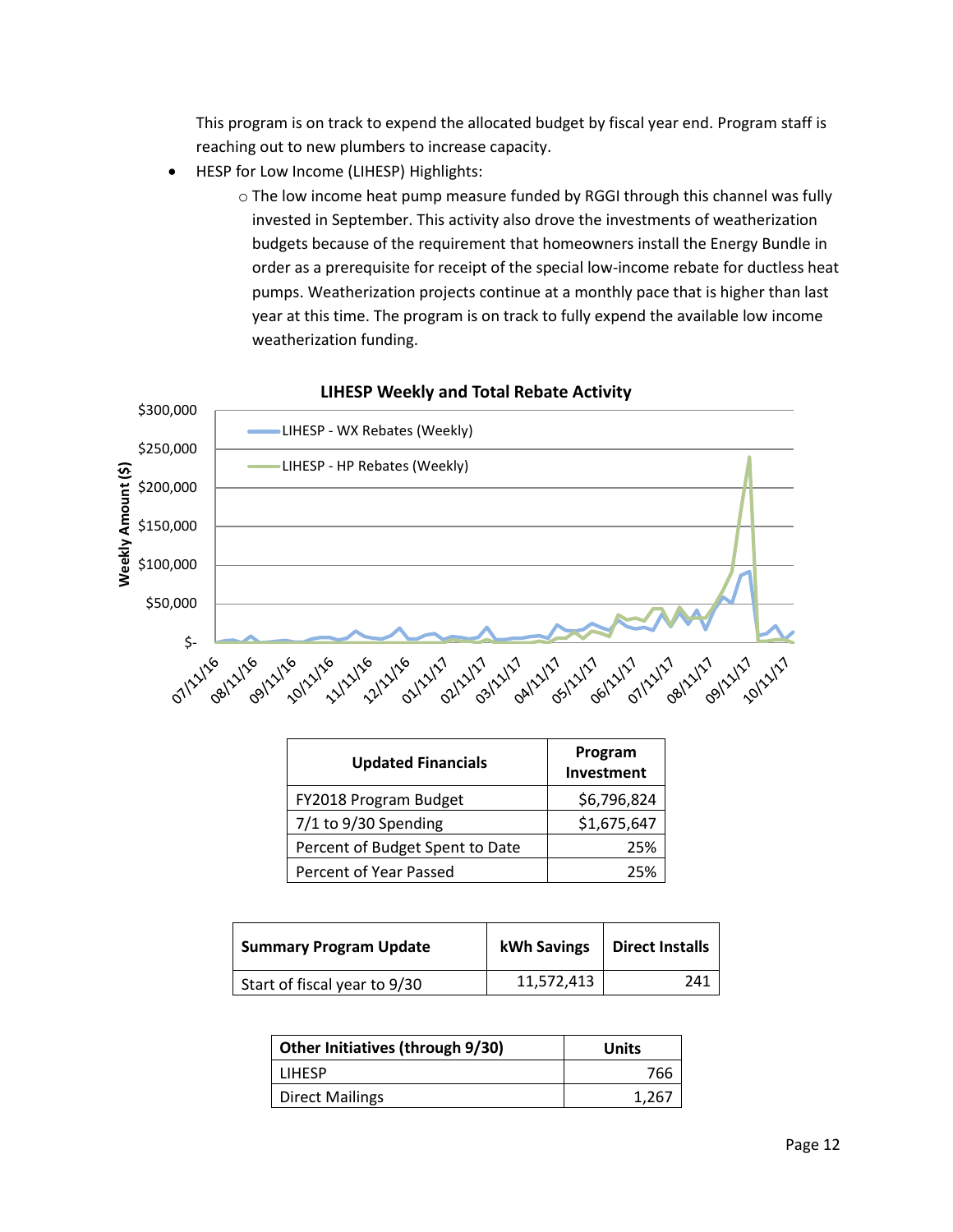This program is on track to expend the allocated budget by fiscal year end. Program staff is reaching out to new plumbers to increase capacity.

- HESP for Low Income (LIHESP) Highlights:
  - The low income heat pump measure funded by RGGI through this channel was fully invested in September. This activity also drove the investments of weatherization budgets because of the requirement that homeowners install the Energy Bundle in order as a prerequisite for receipt of the special low-income rebate for ductless heat pumps. Weatherization projects continue at a monthly pace that is higher than last year at this time. The program is on track to fully expend the available low income weatherization funding.

**LIHESP Weekly and Total Rebate Activity**

| Updated Financials | Program Investment |
|---|---|
| FY2018 Program Budget | $6,796,824 |
| 7/1 to 9/30 Spending | $1,675,647 |
| Percent of Budget Spent to Date | 25% |
| Percent of Year Passed | 25% |

| Summary Program Update | kWh Savings | Direct Installs |
|---|---|---|
| Start of fiscal year to 9/30 | 11,572,413 | 241 |

| Other Initiatives (through 9/30) | Units |
|---|---|
| LIHESP | 766 |
| Direct Mailings | 1,267 |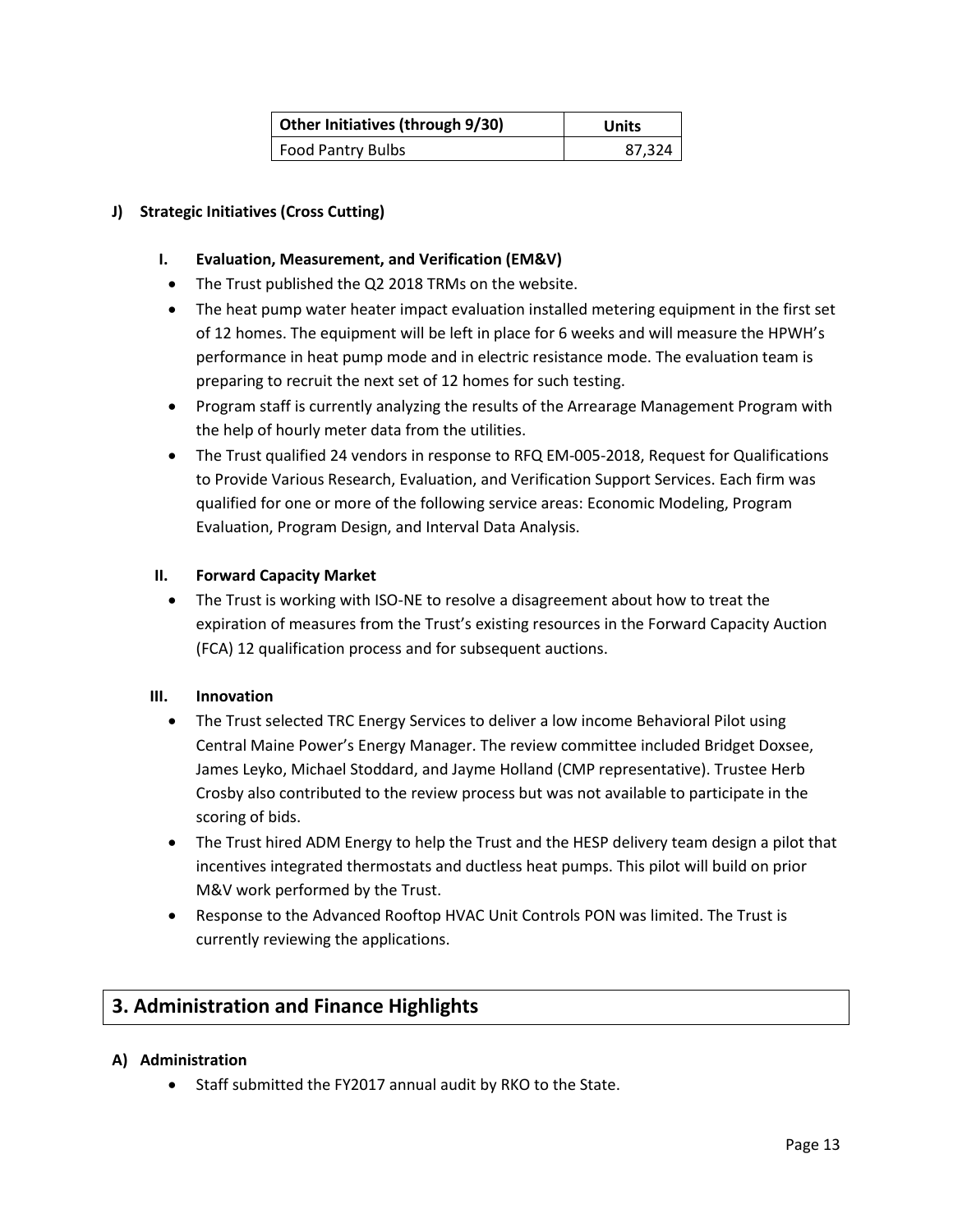| Other Initiatives (through 9/30) | Units |
|---|---|
| Food Pantry Bulbs | 87,324 |

**J) Strategic Initiatives (Cross Cutting)**

**I. Evaluation, Measurement, and Verification (EM&V)**

- The Trust published the Q2 2018 TRMs on the website.
- The heat pump water heater impact evaluation installed metering equipment in the first set of 12 homes. The equipment will be left in place for 6 weeks and will measure the HPWH's performance in heat pump mode and in electric resistance mode. The evaluation team is preparing to recruit the next set of 12 homes for such testing.
- Program staff is currently analyzing the results of the Arrearage Management Program with the help of hourly meter data from the utilities.
- The Trust qualified 24 vendors in response to RFQ EM-005-2018, Request for Qualifications to Provide Various Research, Evaluation, and Verification Support Services. Each firm was qualified for one or more of the following service areas: Economic Modeling, Program Evaluation, Program Design, and Interval Data Analysis.

**II. Forward Capacity Market**

- The Trust is working with ISO-NE to resolve a disagreement about how to treat the expiration of measures from the Trust's existing resources in the Forward Capacity Auction (FCA) 12 qualification process and for subsequent auctions.

**III. Innovation**

- The Trust selected TRC Energy Services to deliver a low income Behavioral Pilot using Central Maine Power's Energy Manager. The review committee included Bridget Doxsee, James Leyko, Michael Stoddard, and Jayme Holland (CMP representative). Trustee Herb Crosby also contributed to the review process but was not available to participate in the scoring of bids.
- The Trust hired ADM Energy to help the Trust and the HESP delivery team design a pilot that incentives integrated thermostats and ductless heat pumps. This pilot will build on prior M&V work performed by the Trust.
- Response to the Advanced Rooftop HVAC Unit Controls PON was limited. The Trust is currently reviewing the applications.

## 3. Administration and Finance Highlights

**A) Administration**

- Staff submitted the FY2017 annual audit by RKO to the State.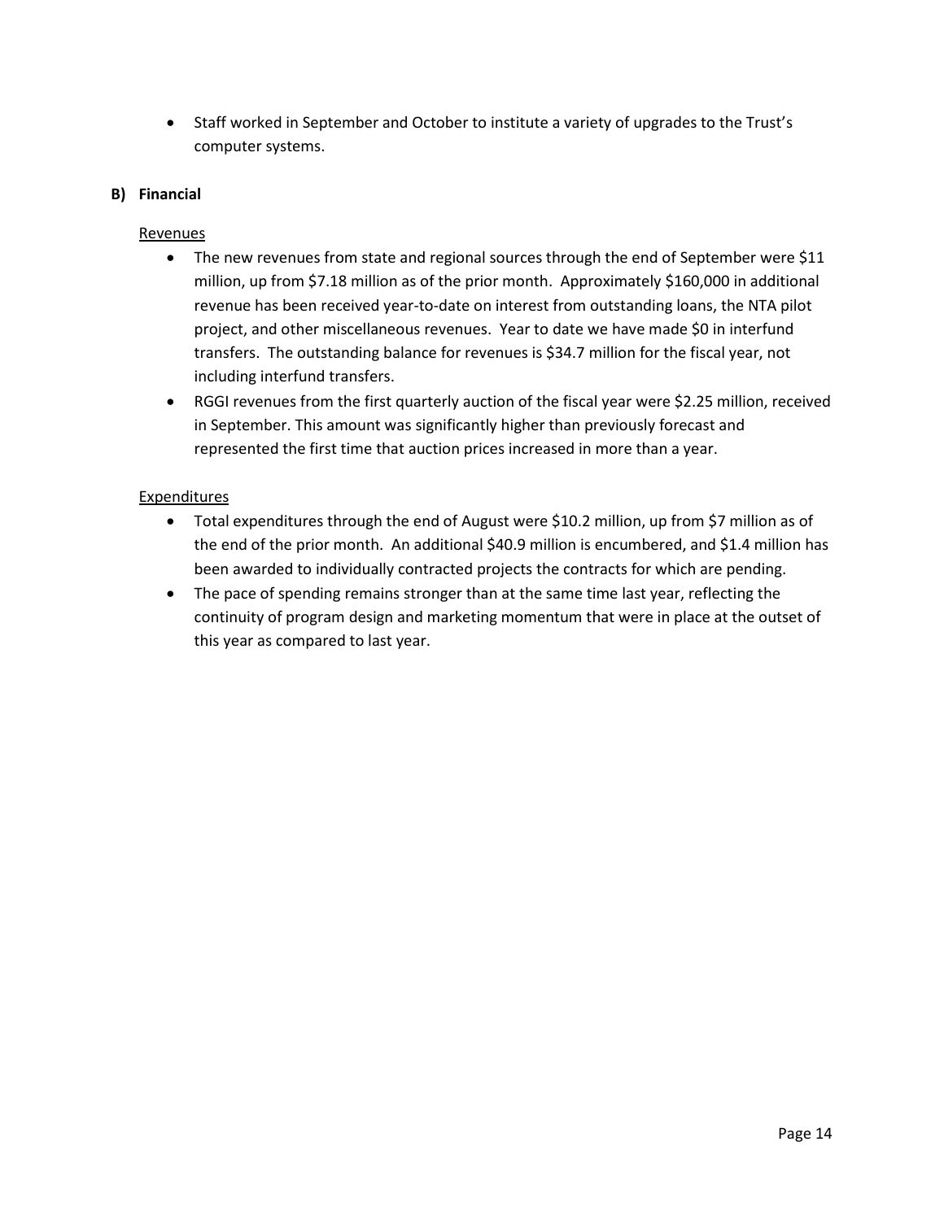- Staff worked in September and October to institute a variety of upgrades to the Trust's computer systems.

**B) Financial**

Revenues

- The new revenues from state and regional sources through the end of September were $11 million, up from $7.18 million as of the prior month. Approximately $160,000 in additional revenue has been received year-to-date on interest from outstanding loans, the NTA pilot project, and other miscellaneous revenues. Year to date we have made $0 in interfund transfers. The outstanding balance for revenues is $34.7 million for the fiscal year, not including interfund transfers.
- RGGI revenues from the first quarterly auction of the fiscal year were $2.25 million, received in September. This amount was significantly higher than previously forecast and represented the first time that auction prices increased in more than a year.

Expenditures

- Total expenditures through the end of August were $10.2 million, up from $7 million as of the end of the prior month. An additional $40.9 million is encumbered, and $1.4 million has been awarded to individually contracted projects the contracts for which are pending.
- The pace of spending remains stronger than at the same time last year, reflecting the continuity of program design and marketing momentum that were in place at the outset of this year as compared to last year.